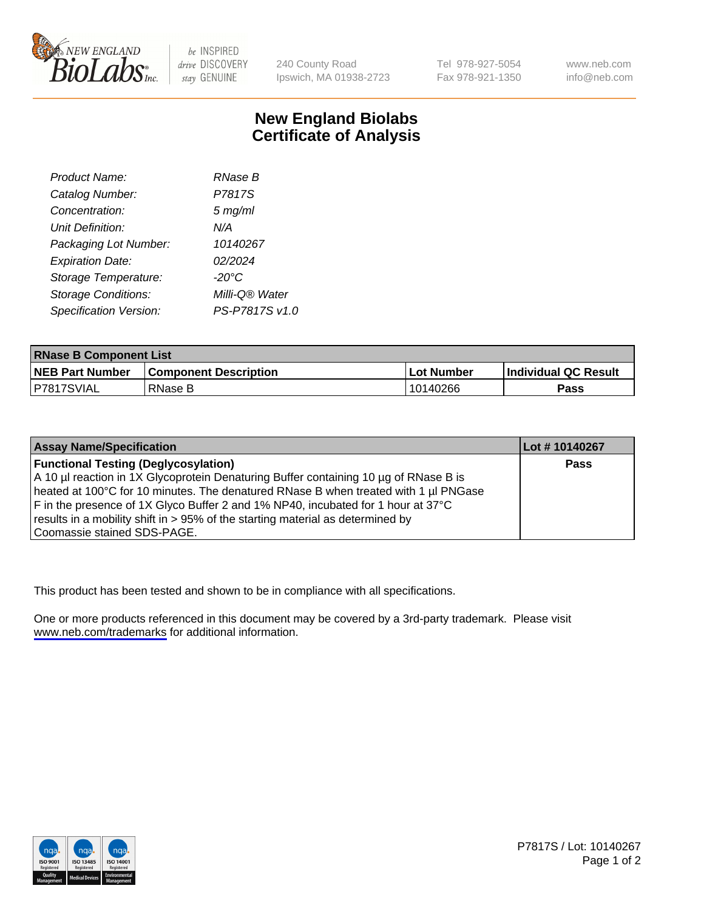240 County Road
Ipswich, MA 01938-2723

Tel 978-927-5054
Fax 978-921-1350

www.neb.com
info@neb.com

# New England Biolabs
# Certificate of Analysis

| | |
|---|---|
| *Product Name:* | *RNase B* |
| *Catalog Number:* | *P7817S* |
| *Concentration:* | *5 mg/ml* |
| *Unit Definition:* | *N/A* |
| *Packaging Lot Number:* | *10140267* |
| *Expiration Date:* | *02/2024* |
| *Storage Temperature:* | *-20°C* |
| *Storage Conditions:* | *Milli-Q® Water* |
| *Specification Version:* | *PS-P7817S v1.0* |

| RNase B Component List | | | |
|---|---|---|---|
| **NEB Part Number** | **Component Description** | **Lot Number** | **Individual QC Result** |
| P7817SVIAL | RNase B | 10140266 | **Pass** |

| Assay Name/Specification | Lot # 10140267 |
|---|---|
| **Functional Testing (Deglycosylation)**<br>A 10 µl reaction in 1X Glycoprotein Denaturing Buffer containing 10 µg of RNase B is heated at 100°C for 10 minutes. The denatured RNase B when treated with 1 µl PNGase F in the presence of 1X Glyco Buffer 2 and 1% NP40, incubated for 1 hour at 37°C results in a mobility shift in > 95% of the starting material as determined by Coomassie stained SDS-PAGE. | **Pass** |

This product has been tested and shown to be in compliance with all specifications.

One or more products referenced in this document may be covered by a 3rd-party trademark. Please visit www.neb.com/trademarks for additional information.

P7817S / Lot: 10140267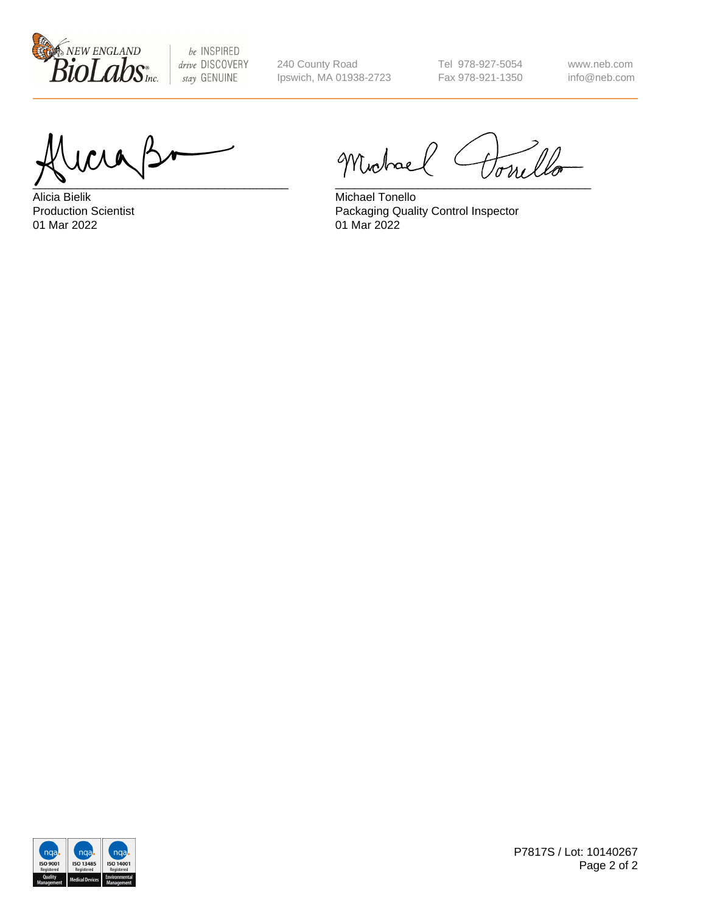Alicia Bielik
Production Scientist
01 Mar 2022

Michael Tonello
Packaging Quality Control Inspector
01 Mar 2022

P7817S / Lot: 10140267